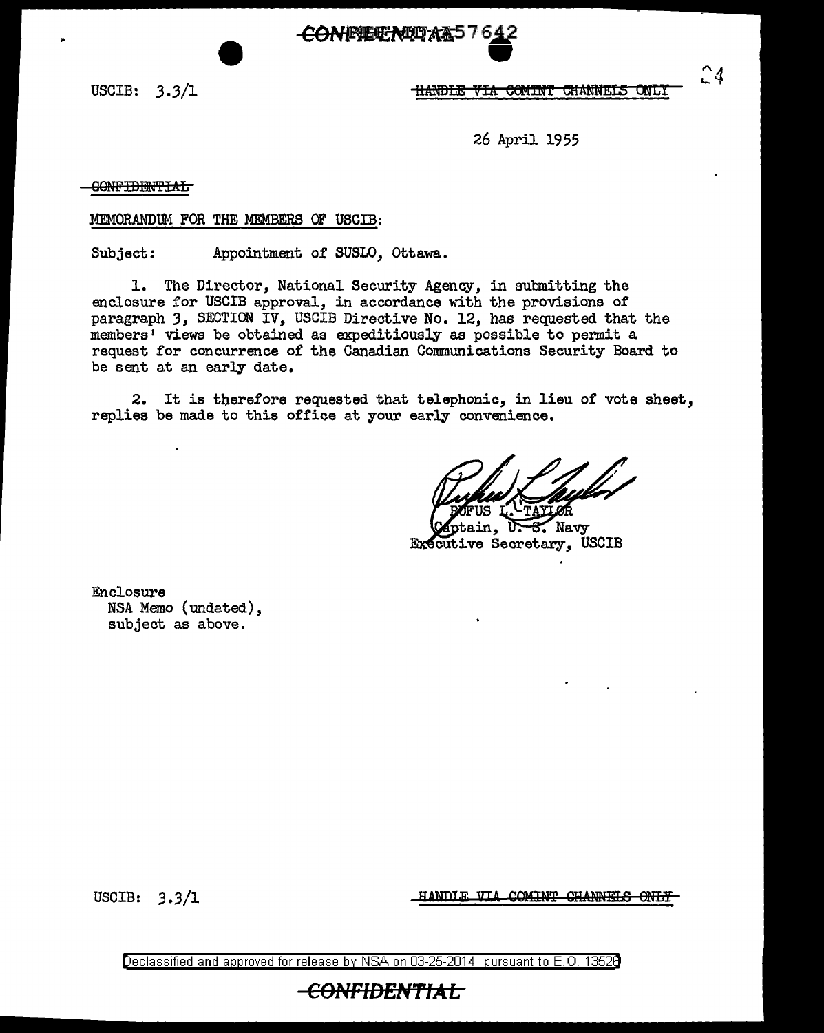CONFIDENTIAL

USCIB: 3.3/1

~~HANDLE VIA COMINT CHANNELS ONLY~~

26 April 1955

~~CONFIDENTIAL~~

MEMORANDUM FOR THE MEMBERS OF USCIB:

Subject: Appointment of SUSLO, Ottawa.

1. The Director, National Security Agency, in submitting the enclosure for USCIB approval, in accordance with the provisions of paragraph 3, SECTION IV, USCIB Directive No. 12, has requested that the members' views be obtained as expeditiously as possible to permit a request for concurrence of the Canadian Communications Security Board to be sent at an early date.

2. It is therefore requested that telephonic, in lieu of vote sheet, replies be made to this office at your early convenience.

RUFUS L. TAYLOR
Captain, U. S. Navy
Executive Secretary, USCIB

Enclosure
NSA Memo (undated),
subject as above.

USCIB: 3.3/1

~~HANDLE VIA COMINT CHANNELS ONLY~~

Declassified and approved for release by NSA on 03-25-2014 pursuant to E.O. 13526

CONFIDENTIAL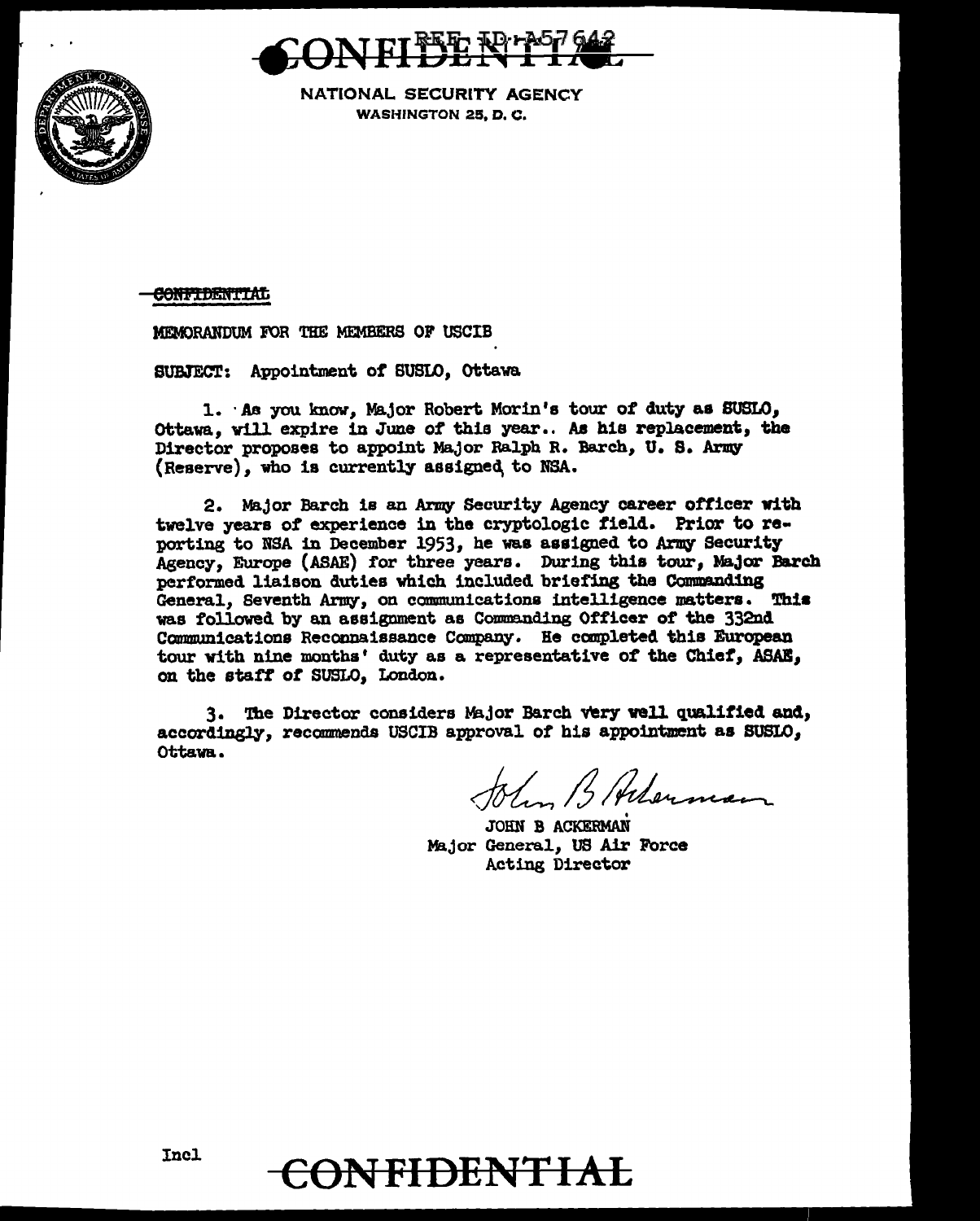CONFIDENTIAL

REF ID:A57642

NATIONAL SECURITY AGENCY
WASHINGTON 25, D. C.

CONFIDENTIAL

MEMORANDUM FOR THE MEMBERS OF USCIB

SUBJECT: Appointment of SUSLO, Ottawa

1. As you know, Major Robert Morin's tour of duty as SUSLO, Ottawa, will expire in June of this year. As his replacement, the Director proposes to appoint Major Ralph R. Barch, U. S. Army (Reserve), who is currently assigned to NSA.

2. Major Barch is an Army Security Agency career officer with twelve years of experience in the cryptologic field. Prior to reporting to NSA in December 1953, he was assigned to Army Security Agency, Europe (ASAE) for three years. During this tour, Major Barch performed liaison duties which included briefing the Commanding General, Seventh Army, on communications intelligence matters. This was followed by an assignment as Commanding Officer of the 332nd Communications Reconnaissance Company. He completed this European tour with nine months' duty as a representative of the Chief, ASAE, on the staff of SUSLO, London.

3. The Director considers Major Barch very well qualified and, accordingly, recommends USCIB approval of his appointment as SUSLO, Ottawa.

John B Ackerman

JOHN B ACKERMAN
Major General, US Air Force
Acting Director

Incl

CONFIDENTIAL